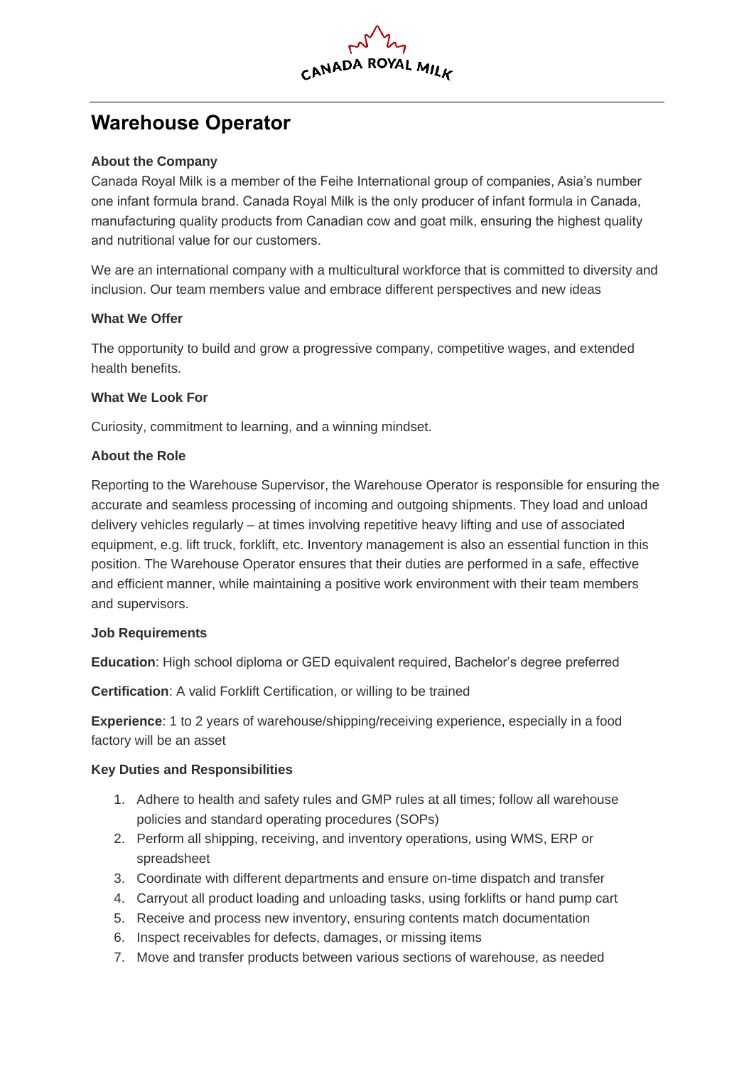CANADA ROYAL MILK

# Warehouse Operator

**About the Company**

Canada Royal Milk is a member of the Feihe International group of companies, Asia's number one infant formula brand. Canada Royal Milk is the only producer of infant formula in Canada, manufacturing quality products from Canadian cow and goat milk, ensuring the highest quality and nutritional value for our customers.

We are an international company with a multicultural workforce that is committed to diversity and inclusion. Our team members value and embrace different perspectives and new ideas

**What We Offer**

The opportunity to build and grow a progressive company, competitive wages, and extended health benefits.

**What We Look For**

Curiosity, commitment to learning, and a winning mindset.

**About the Role**

Reporting to the Warehouse Supervisor, the Warehouse Operator is responsible for ensuring the accurate and seamless processing of incoming and outgoing shipments. They load and unload delivery vehicles regularly – at times involving repetitive heavy lifting and use of associated equipment, e.g. lift truck, forklift, etc. Inventory management is also an essential function in this position. The Warehouse Operator ensures that their duties are performed in a safe, effective and efficient manner, while maintaining a positive work environment with their team members and supervisors.

**Job Requirements**

**Education**: High school diploma or GED equivalent required, Bachelor's degree preferred

**Certification**: A valid Forklift Certification, or willing to be trained

**Experience**: 1 to 2 years of warehouse/shipping/receiving experience, especially in a food factory will be an asset

**Key Duties and Responsibilities**

1. Adhere to health and safety rules and GMP rules at all times; follow all warehouse policies and standard operating procedures (SOPs)
2. Perform all shipping, receiving, and inventory operations, using WMS, ERP or spreadsheet
3. Coordinate with different departments and ensure on-time dispatch and transfer
4. Carryout all product loading and unloading tasks, using forklifts or hand pump cart
5. Receive and process new inventory, ensuring contents match documentation
6. Inspect receivables for defects, damages, or missing items
7. Move and transfer products between various sections of warehouse, as needed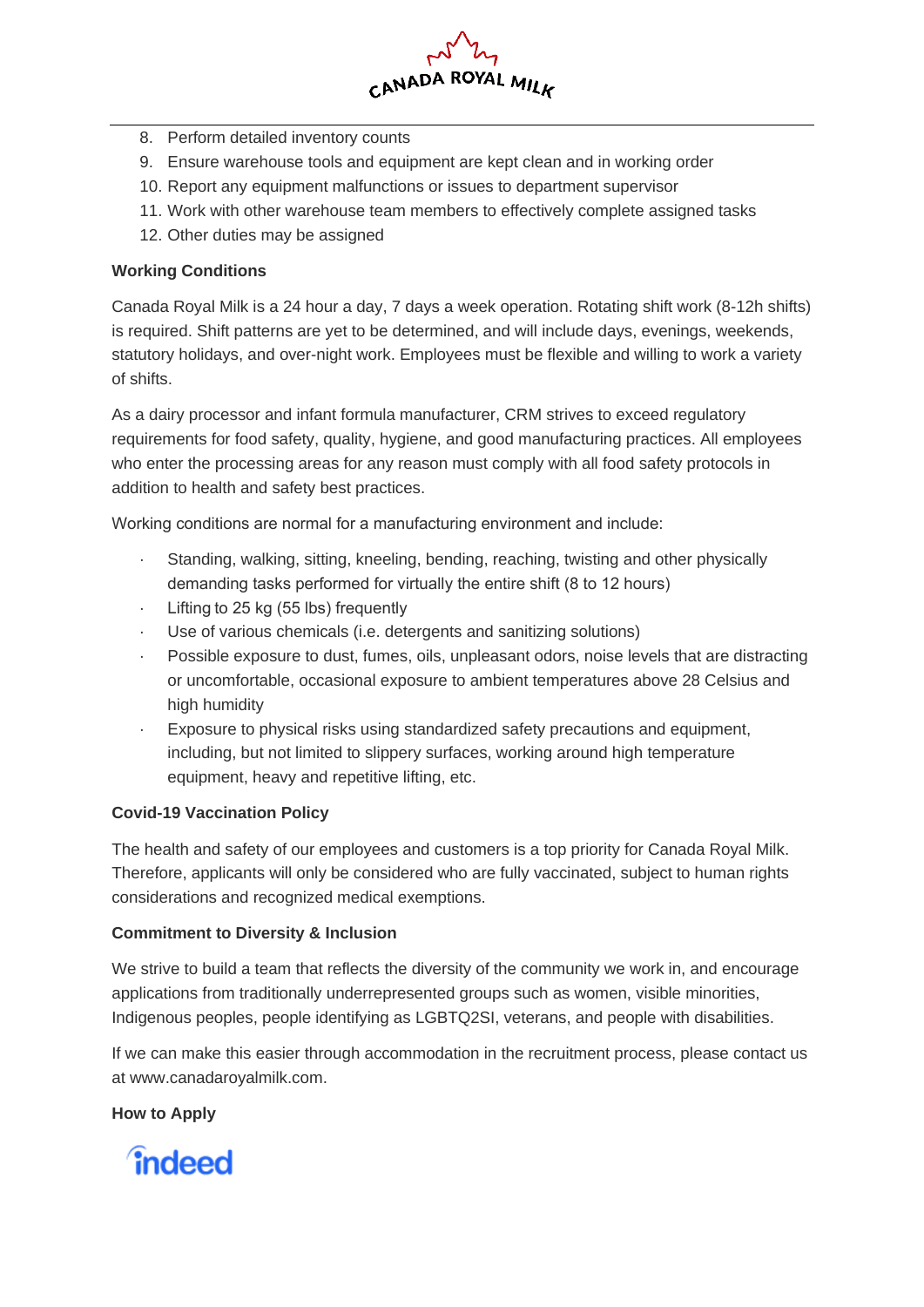8. Perform detailed inventory counts
9. Ensure warehouse tools and equipment are kept clean and in working order
10. Report any equipment malfunctions or issues to department supervisor
11. Work with other warehouse team members to effectively complete assigned tasks
12. Other duties may be assigned

**Working Conditions**

Canada Royal Milk is a 24 hour a day, 7 days a week operation. Rotating shift work (8-12h shifts) is required. Shift patterns are yet to be determined, and will include days, evenings, weekends, statutory holidays, and over-night work. Employees must be flexible and willing to work a variety of shifts.

As a dairy processor and infant formula manufacturer, CRM strives to exceed regulatory requirements for food safety, quality, hygiene, and good manufacturing practices. All employees who enter the processing areas for any reason must comply with all food safety protocols in addition to health and safety best practices.

Working conditions are normal for a manufacturing environment and include:

- Standing, walking, sitting, kneeling, bending, reaching, twisting and other physically demanding tasks performed for virtually the entire shift (8 to 12 hours)
- Lifting to 25 kg (55 lbs) frequently
- Use of various chemicals (i.e. detergents and sanitizing solutions)
- Possible exposure to dust, fumes, oils, unpleasant odors, noise levels that are distracting or uncomfortable, occasional exposure to ambient temperatures above 28 Celsius and high humidity
- Exposure to physical risks using standardized safety precautions and equipment, including, but not limited to slippery surfaces, working around high temperature equipment, heavy and repetitive lifting, etc.

**Covid-19 Vaccination Policy**

The health and safety of our employees and customers is a top priority for Canada Royal Milk. Therefore, applicants will only be considered who are fully vaccinated, subject to human rights considerations and recognized medical exemptions.

**Commitment to Diversity & Inclusion**

We strive to build a team that reflects the diversity of the community we work in, and encourage applications from traditionally underrepresented groups such as women, visible minorities, Indigenous peoples, people identifying as LGBTQ2SI, veterans, and people with disabilities.

If we can make this easier through accommodation in the recruitment process, please contact us at www.canadaroyalmilk.com.

**How to Apply**

indeed